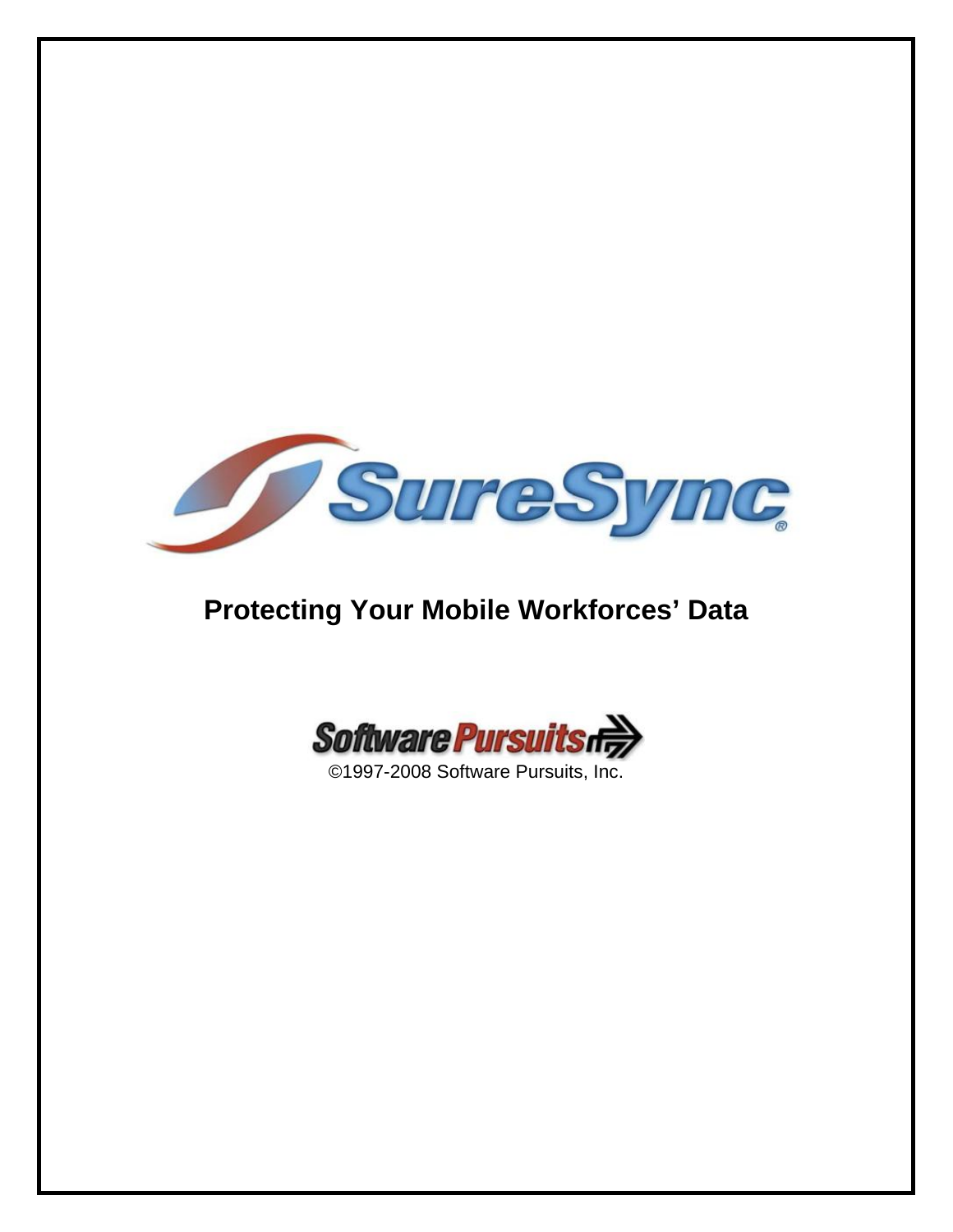SureSync®

# Protecting Your Mobile Workforces' Data

Software Pursuits

©1997-2008 Software Pursuits, Inc.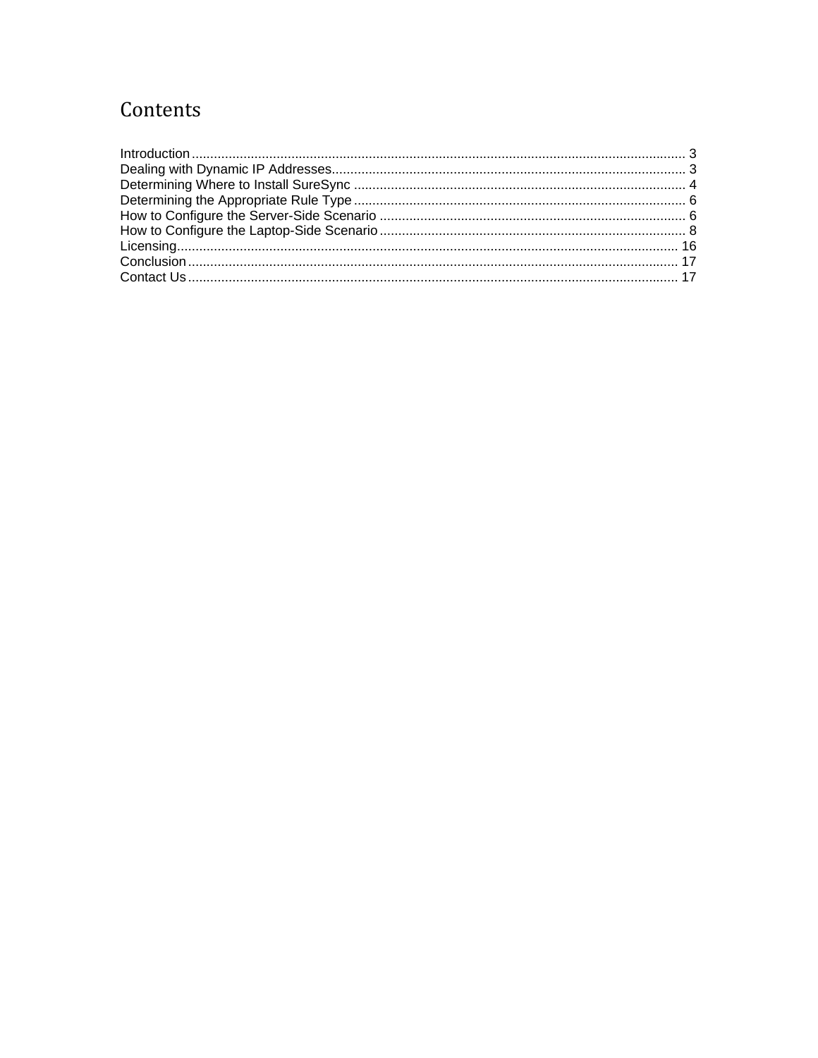# Contents

Introduction ........................................................................................................................................ 3
Dealing with Dynamic IP Addresses................................................................................................ 3
Determining Where to Install SureSync ........................................................................................... 4
Determining the Appropriate Rule Type ........................................................................................... 6
How to Configure the Server-Side Scenario ..................................................................................... 6
How to Configure the Laptop-Side Scenario ..................................................................................... 8
Licensing.......................................................................................................................................... 16
Conclusion ....................................................................................................................................... 17
Contact Us ....................................................................................................................................... 17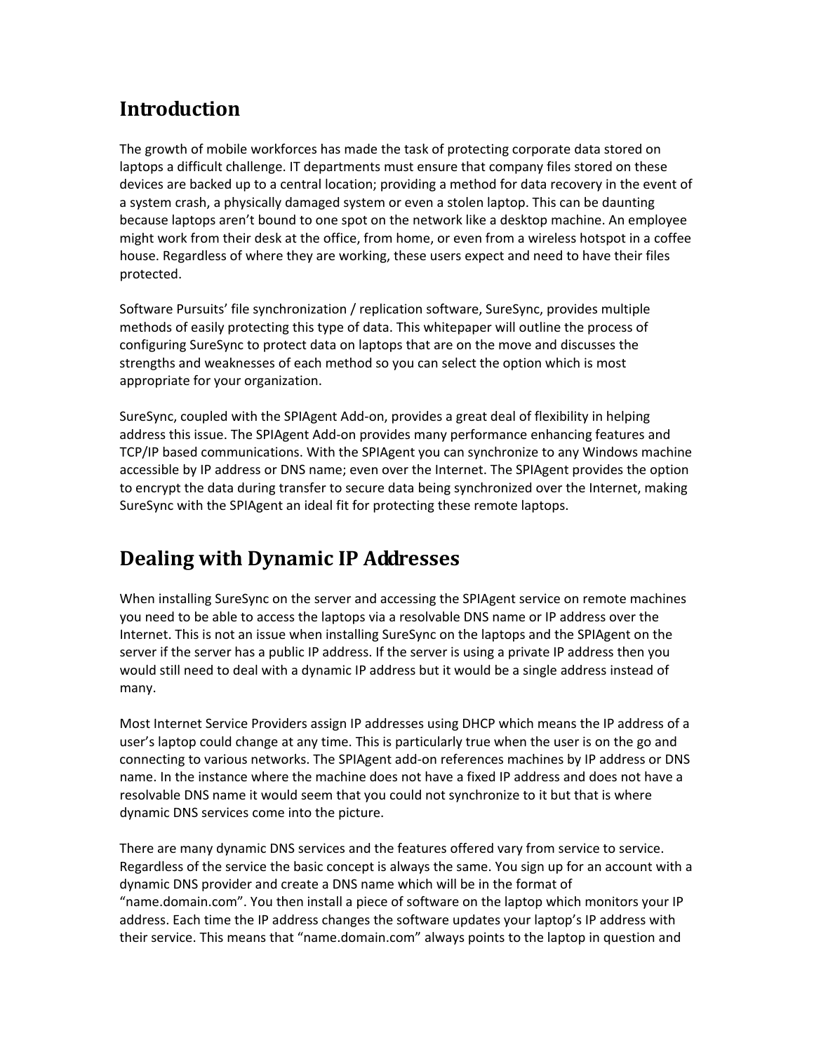## Introduction

The growth of mobile workforces has made the task of protecting corporate data stored on laptops a difficult challenge. IT departments must ensure that company files stored on these devices are backed up to a central location; providing a method for data recovery in the event of a system crash, a physically damaged system or even a stolen laptop. This can be daunting because laptops aren't bound to one spot on the network like a desktop machine. An employee might work from their desk at the office, from home, or even from a wireless hotspot in a coffee house. Regardless of where they are working, these users expect and need to have their files protected.

Software Pursuits' file synchronization / replication software, SureSync, provides multiple methods of easily protecting this type of data. This whitepaper will outline the process of configuring SureSync to protect data on laptops that are on the move and discusses the strengths and weaknesses of each method so you can select the option which is most appropriate for your organization.

SureSync, coupled with the SPIAgent Add-on, provides a great deal of flexibility in helping address this issue. The SPIAgent Add-on provides many performance enhancing features and TCP/IP based communications. With the SPIAgent you can synchronize to any Windows machine accessible by IP address or DNS name; even over the Internet. The SPIAgent provides the option to encrypt the data during transfer to secure data being synchronized over the Internet, making SureSync with the SPIAgent an ideal fit for protecting these remote laptops.

## Dealing with Dynamic IP Addresses

When installing SureSync on the server and accessing the SPIAgent service on remote machines you need to be able to access the laptops via a resolvable DNS name or IP address over the Internet. This is not an issue when installing SureSync on the laptops and the SPIAgent on the server if the server has a public IP address. If the server is using a private IP address then you would still need to deal with a dynamic IP address but it would be a single address instead of many.

Most Internet Service Providers assign IP addresses using DHCP which means the IP address of a user's laptop could change at any time. This is particularly true when the user is on the go and connecting to various networks. The SPIAgent add-on references machines by IP address or DNS name. In the instance where the machine does not have a fixed IP address and does not have a resolvable DNS name it would seem that you could not synchronize to it but that is where dynamic DNS services come into the picture.

There are many dynamic DNS services and the features offered vary from service to service. Regardless of the service the basic concept is always the same. You sign up for an account with a dynamic DNS provider and create a DNS name which will be in the format of "name.domain.com". You then install a piece of software on the laptop which monitors your IP address. Each time the IP address changes the software updates your laptop's IP address with their service. This means that "name.domain.com" always points to the laptop in question and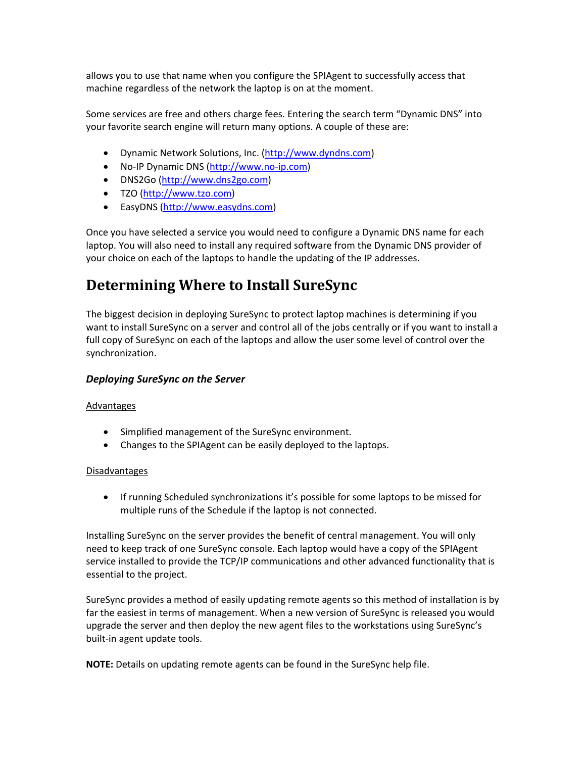allows you to use that name when you configure the SPIAgent to successfully access that machine regardless of the network the laptop is on at the moment.

Some services are free and others charge fees. Entering the search term "Dynamic DNS" into your favorite search engine will return many options. A couple of these are:

- Dynamic Network Solutions, Inc. (http://www.dyndns.com)
- No-IP Dynamic DNS (http://www.no-ip.com)
- DNS2Go (http://www.dns2go.com)
- TZO (http://www.tzo.com)
- EasyDNS (http://www.easydns.com)

Once you have selected a service you would need to configure a Dynamic DNS name for each laptop. You will also need to install any required software from the Dynamic DNS provider of your choice on each of the laptops to handle the updating of the IP addresses.

# Determining Where to Install SureSync

The biggest decision in deploying SureSync to protect laptop machines is determining if you want to install SureSync on a server and control all of the jobs centrally or if you want to install a full copy of SureSync on each of the laptops and allow the user some level of control over the synchronization.

### *Deploying SureSync on the Server*

<u>Advantages</u>

- Simplified management of the SureSync environment.
- Changes to the SPIAgent can be easily deployed to the laptops.

<u>Disadvantages</u>

- If running Scheduled synchronizations it's possible for some laptops to be missed for multiple runs of the Schedule if the laptop is not connected.

Installing SureSync on the server provides the benefit of central management. You will only need to keep track of one SureSync console. Each laptop would have a copy of the SPIAgent service installed to provide the TCP/IP communications and other advanced functionality that is essential to the project.

SureSync provides a method of easily updating remote agents so this method of installation is by far the easiest in terms of management. When a new version of SureSync is released you would upgrade the server and then deploy the new agent files to the workstations using SureSync's built-in agent update tools.

**NOTE:** Details on updating remote agents can be found in the SureSync help file.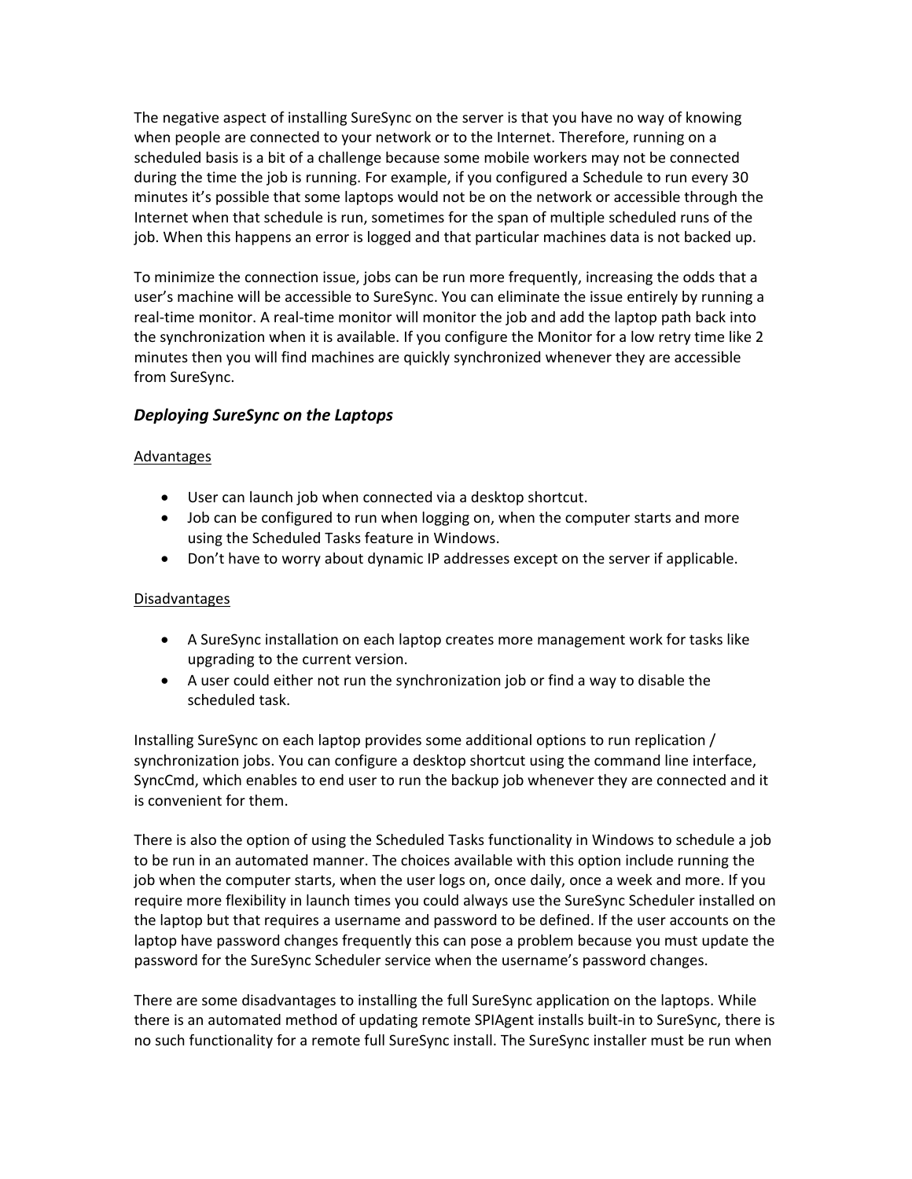The negative aspect of installing SureSync on the server is that you have no way of knowing when people are connected to your network or to the Internet. Therefore, running on a scheduled basis is a bit of a challenge because some mobile workers may not be connected during the time the job is running. For example, if you configured a Schedule to run every 30 minutes it's possible that some laptops would not be on the network or accessible through the Internet when that schedule is run, sometimes for the span of multiple scheduled runs of the job. When this happens an error is logged and that particular machines data is not backed up.

To minimize the connection issue, jobs can be run more frequently, increasing the odds that a user's machine will be accessible to SureSync. You can eliminate the issue entirely by running a real-time monitor. A real-time monitor will monitor the job and add the laptop path back into the synchronization when it is available. If you configure the Monitor for a low retry time like 2 minutes then you will find machines are quickly synchronized whenever they are accessible from SureSync.

### *Deploying SureSync on the Laptops*

Advantages

- User can launch job when connected via a desktop shortcut.
- Job can be configured to run when logging on, when the computer starts and more using the Scheduled Tasks feature in Windows.
- Don't have to worry about dynamic IP addresses except on the server if applicable.

Disadvantages

- A SureSync installation on each laptop creates more management work for tasks like upgrading to the current version.
- A user could either not run the synchronization job or find a way to disable the scheduled task.

Installing SureSync on each laptop provides some additional options to run replication / synchronization jobs. You can configure a desktop shortcut using the command line interface, SyncCmd, which enables to end user to run the backup job whenever they are connected and it is convenient for them.

There is also the option of using the Scheduled Tasks functionality in Windows to schedule a job to be run in an automated manner. The choices available with this option include running the job when the computer starts, when the user logs on, once daily, once a week and more. If you require more flexibility in launch times you could always use the SureSync Scheduler installed on the laptop but that requires a username and password to be defined. If the user accounts on the laptop have password changes frequently this can pose a problem because you must update the password for the SureSync Scheduler service when the username's password changes.

There are some disadvantages to installing the full SureSync application on the laptops. While there is an automated method of updating remote SPIAgent installs built-in to SureSync, there is no such functionality for a remote full SureSync install. The SureSync installer must be run when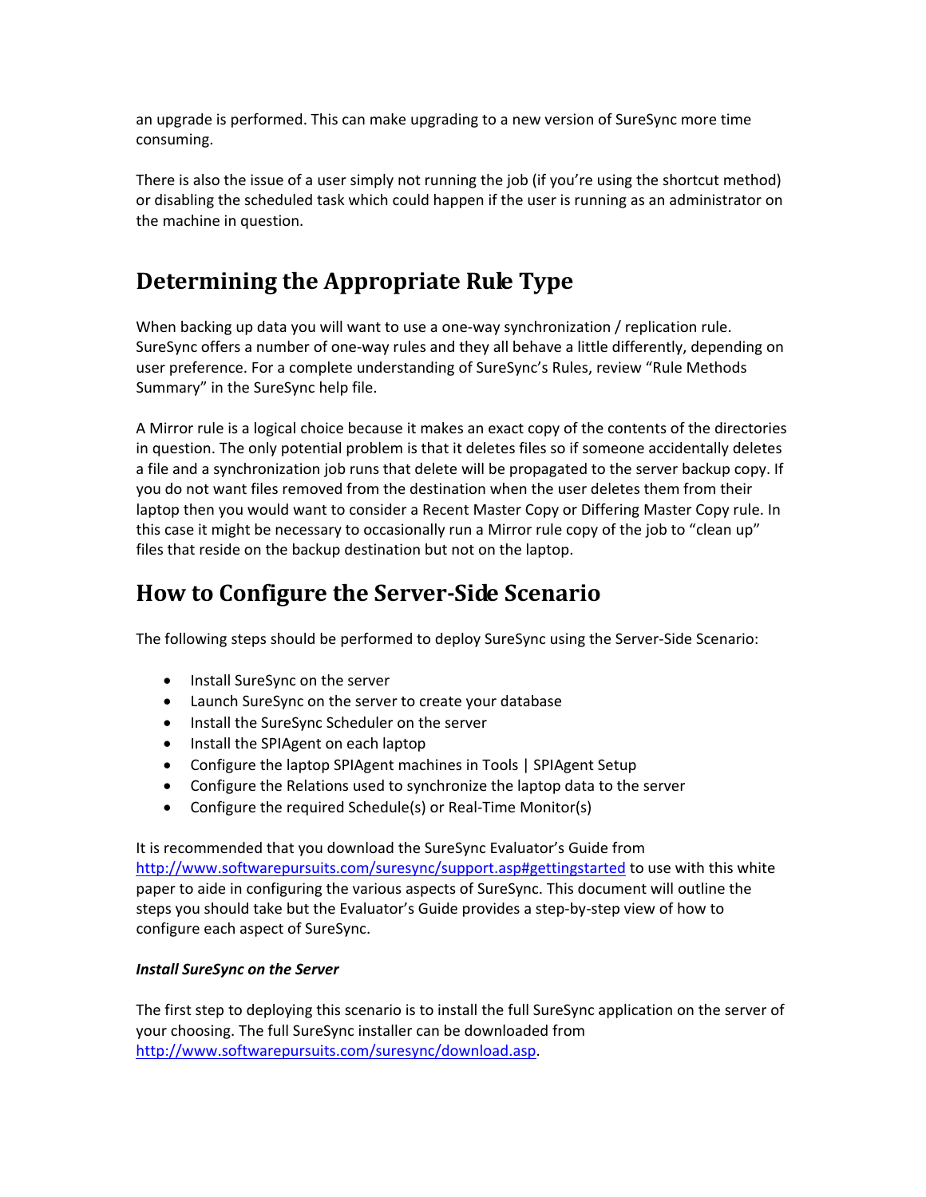an upgrade is performed. This can make upgrading to a new version of SureSync more time consuming.

There is also the issue of a user simply not running the job (if you're using the shortcut method) or disabling the scheduled task which could happen if the user is running as an administrator on the machine in question.

## Determining the Appropriate Rule Type

When backing up data you will want to use a one-way synchronization / replication rule. SureSync offers a number of one-way rules and they all behave a little differently, depending on user preference. For a complete understanding of SureSync's Rules, review "Rule Methods Summary" in the SureSync help file.

A Mirror rule is a logical choice because it makes an exact copy of the contents of the directories in question. The only potential problem is that it deletes files so if someone accidentally deletes a file and a synchronization job runs that delete will be propagated to the server backup copy. If you do not want files removed from the destination when the user deletes them from their laptop then you would want to consider a Recent Master Copy or Differing Master Copy rule. In this case it might be necessary to occasionally run a Mirror rule copy of the job to "clean up" files that reside on the backup destination but not on the laptop.

## How to Configure the Server-Side Scenario

The following steps should be performed to deploy SureSync using the Server-Side Scenario:

- Install SureSync on the server
- Launch SureSync on the server to create your database
- Install the SureSync Scheduler on the server
- Install the SPIAgent on each laptop
- Configure the laptop SPIAgent machines in Tools | SPIAgent Setup
- Configure the Relations used to synchronize the laptop data to the server
- Configure the required Schedule(s) or Real-Time Monitor(s)

It is recommended that you download the SureSync Evaluator's Guide from http://www.softwarepursuits.com/suresync/support.asp#gettingstarted to use with this white paper to aide in configuring the various aspects of SureSync. This document will outline the steps you should take but the Evaluator's Guide provides a step-by-step view of how to configure each aspect of SureSync.

***Install SureSync on the Server***

The first step to deploying this scenario is to install the full SureSync application on the server of your choosing. The full SureSync installer can be downloaded from http://www.softwarepursuits.com/suresync/download.asp.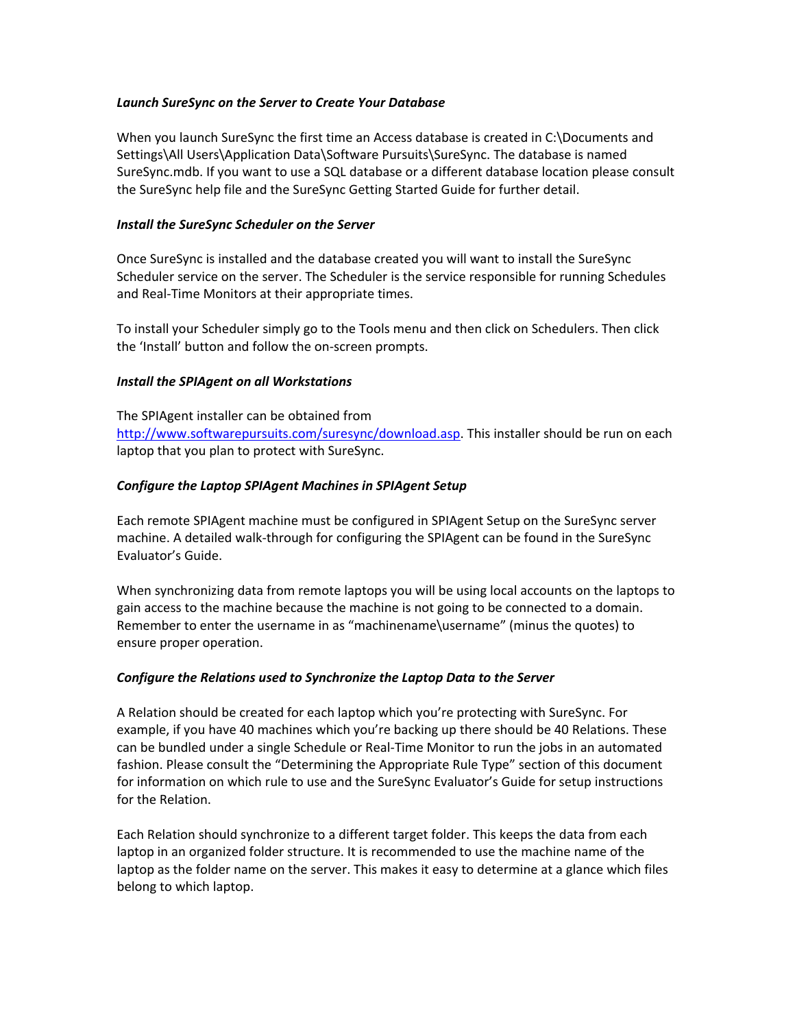### *Launch SureSync on the Server to Create Your Database*

When you launch SureSync the first time an Access database is created in C:\Documents and Settings\All Users\Application Data\Software Pursuits\SureSync. The database is named SureSync.mdb. If you want to use a SQL database or a different database location please consult the SureSync help file and the SureSync Getting Started Guide for further detail.

### *Install the SureSync Scheduler on the Server*

Once SureSync is installed and the database created you will want to install the SureSync Scheduler service on the server. The Scheduler is the service responsible for running Schedules and Real-Time Monitors at their appropriate times.

To install your Scheduler simply go to the Tools menu and then click on Schedulers. Then click the 'Install' button and follow the on-screen prompts.

### *Install the SPIAgent on all Workstations*

The SPIAgent installer can be obtained from [http://www.softwarepursuits.com/suresync/download.asp](http://www.softwarepursuits.com/suresync/download.asp). This installer should be run on each laptop that you plan to protect with SureSync.

### *Configure the Laptop SPIAgent Machines in SPIAgent Setup*

Each remote SPIAgent machine must be configured in SPIAgent Setup on the SureSync server machine. A detailed walk-through for configuring the SPIAgent can be found in the SureSync Evaluator's Guide.

When synchronizing data from remote laptops you will be using local accounts on the laptops to gain access to the machine because the machine is not going to be connected to a domain. Remember to enter the username in as "machinename\username" (minus the quotes) to ensure proper operation.

### *Configure the Relations used to Synchronize the Laptop Data to the Server*

A Relation should be created for each laptop which you're protecting with SureSync. For example, if you have 40 machines which you're backing up there should be 40 Relations. These can be bundled under a single Schedule or Real-Time Monitor to run the jobs in an automated fashion. Please consult the "Determining the Appropriate Rule Type" section of this document for information on which rule to use and the SureSync Evaluator's Guide for setup instructions for the Relation.

Each Relation should synchronize to a different target folder. This keeps the data from each laptop in an organized folder structure. It is recommended to use the machine name of the laptop as the folder name on the server. This makes it easy to determine at a glance which files belong to which laptop.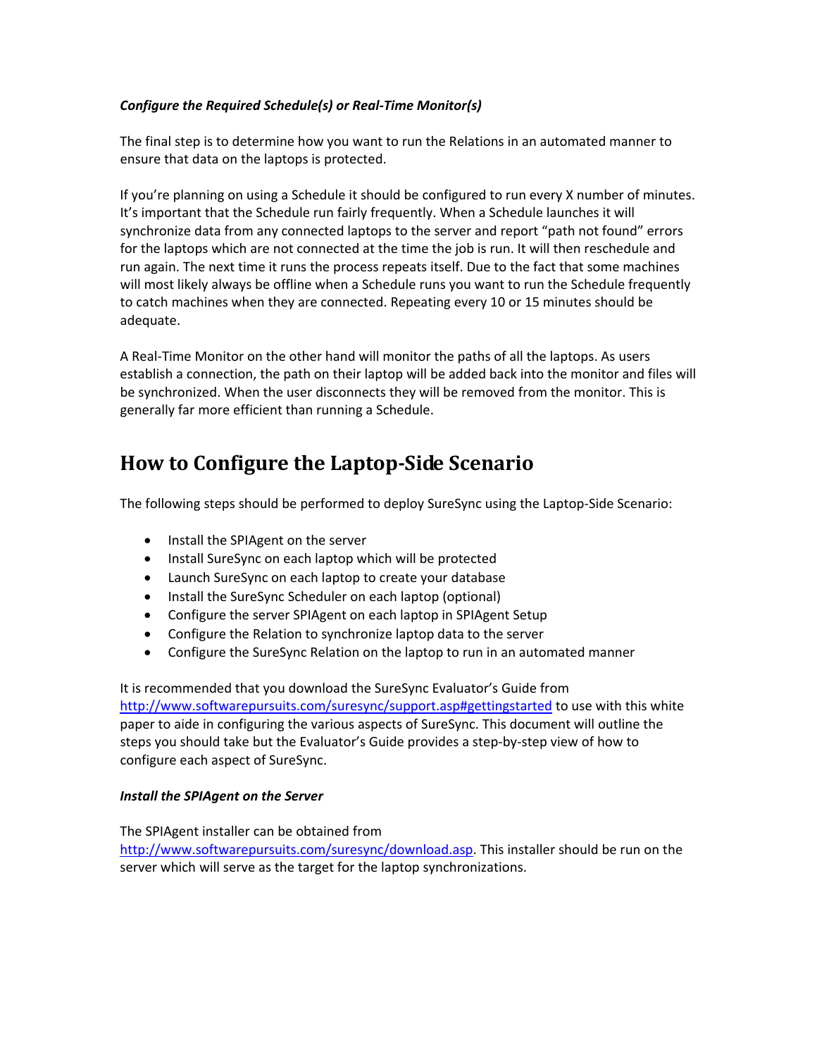***Configure the Required Schedule(s) or Real-Time Monitor(s)***

The final step is to determine how you want to run the Relations in an automated manner to ensure that data on the laptops is protected.

If you're planning on using a Schedule it should be configured to run every X number of minutes. It's important that the Schedule run fairly frequently. When a Schedule launches it will synchronize data from any connected laptops to the server and report "path not found" errors for the laptops which are not connected at the time the job is run. It will then reschedule and run again. The next time it runs the process repeats itself. Due to the fact that some machines will most likely always be offline when a Schedule runs you want to run the Schedule frequently to catch machines when they are connected. Repeating every 10 or 15 minutes should be adequate.

A Real-Time Monitor on the other hand will monitor the paths of all the laptops. As users establish a connection, the path on their laptop will be added back into the monitor and files will be synchronized. When the user disconnects they will be removed from the monitor. This is generally far more efficient than running a Schedule.

## How to Configure the Laptop-Side Scenario

The following steps should be performed to deploy SureSync using the Laptop-Side Scenario:

- Install the SPIAgent on the server
- Install SureSync on each laptop which will be protected
- Launch SureSync on each laptop to create your database
- Install the SureSync Scheduler on each laptop (optional)
- Configure the server SPIAgent on each laptop in SPIAgent Setup
- Configure the Relation to synchronize laptop data to the server
- Configure the SureSync Relation on the laptop to run in an automated manner

It is recommended that you download the SureSync Evaluator's Guide from http://www.softwarepursuits.com/suresync/support.asp#gettingstarted to use with this white paper to aide in configuring the various aspects of SureSync. This document will outline the steps you should take but the Evaluator's Guide provides a step-by-step view of how to configure each aspect of SureSync.

***Install the SPIAgent on the Server***

The SPIAgent installer can be obtained from http://www.softwarepursuits.com/suresync/download.asp. This installer should be run on the server which will serve as the target for the laptop synchronizations.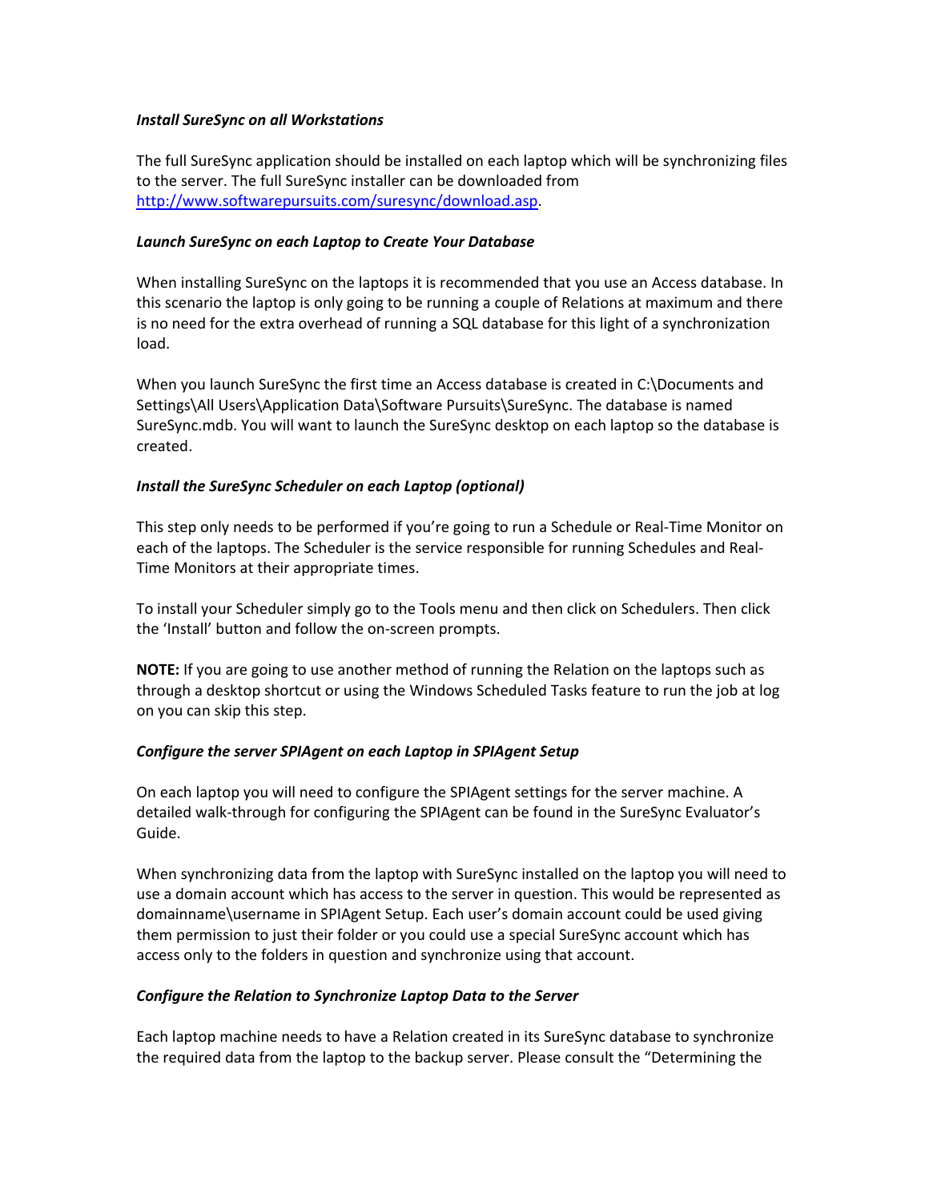***Install SureSync on all Workstations***

The full SureSync application should be installed on each laptop which will be synchronizing files to the server. The full SureSync installer can be downloaded from [http://www.softwarepursuits.com/suresync/download.asp](http://www.softwarepursuits.com/suresync/download.asp).

***Launch SureSync on each Laptop to Create Your Database***

When installing SureSync on the laptops it is recommended that you use an Access database. In this scenario the laptop is only going to be running a couple of Relations at maximum and there is no need for the extra overhead of running a SQL database for this light of a synchronization load.

When you launch SureSync the first time an Access database is created in C:\Documents and Settings\All Users\Application Data\Software Pursuits\SureSync. The database is named SureSync.mdb. You will want to launch the SureSync desktop on each laptop so the database is created.

***Install the SureSync Scheduler on each Laptop (optional)***

This step only needs to be performed if you're going to run a Schedule or Real-Time Monitor on each of the laptops. The Scheduler is the service responsible for running Schedules and Real-Time Monitors at their appropriate times.

To install your Scheduler simply go to the Tools menu and then click on Schedulers. Then click the 'Install' button and follow the on-screen prompts.

**NOTE:** If you are going to use another method of running the Relation on the laptops such as through a desktop shortcut or using the Windows Scheduled Tasks feature to run the job at log on you can skip this step.

***Configure the server SPIAgent on each Laptop in SPIAgent Setup***

On each laptop you will need to configure the SPIAgent settings for the server machine. A detailed walk-through for configuring the SPIAgent can be found in the SureSync Evaluator's Guide.

When synchronizing data from the laptop with SureSync installed on the laptop you will need to use a domain account which has access to the server in question. This would be represented as domainname\username in SPIAgent Setup. Each user's domain account could be used giving them permission to just their folder or you could use a special SureSync account which has access only to the folders in question and synchronize using that account.

***Configure the Relation to Synchronize Laptop Data to the Server***

Each laptop machine needs to have a Relation created in its SureSync database to synchronize the required data from the laptop to the backup server. Please consult the "Determining the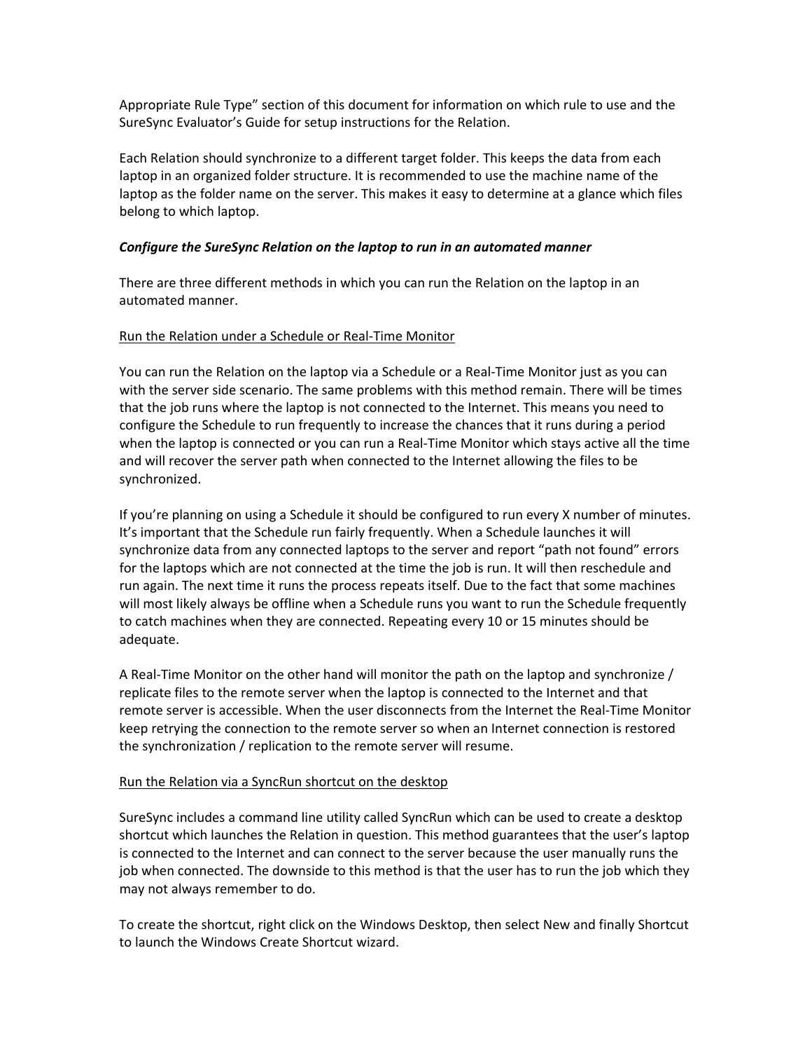Appropriate Rule Type" section of this document for information on which rule to use and the SureSync Evaluator's Guide for setup instructions for the Relation.

Each Relation should synchronize to a different target folder. This keeps the data from each laptop in an organized folder structure. It is recommended to use the machine name of the laptop as the folder name on the server. This makes it easy to determine at a glance which files belong to which laptop.

***Configure the SureSync Relation on the laptop to run in an automated manner***

There are three different methods in which you can run the Relation on the laptop in an automated manner.

<u>Run the Relation under a Schedule or Real-Time Monitor</u>

You can run the Relation on the laptop via a Schedule or a Real-Time Monitor just as you can with the server side scenario. The same problems with this method remain. There will be times that the job runs where the laptop is not connected to the Internet. This means you need to configure the Schedule to run frequently to increase the chances that it runs during a period when the laptop is connected or you can run a Real-Time Monitor which stays active all the time and will recover the server path when connected to the Internet allowing the files to be synchronized.

If you're planning on using a Schedule it should be configured to run every X number of minutes. It's important that the Schedule run fairly frequently. When a Schedule launches it will synchronize data from any connected laptops to the server and report "path not found" errors for the laptops which are not connected at the time the job is run. It will then reschedule and run again. The next time it runs the process repeats itself. Due to the fact that some machines will most likely always be offline when a Schedule runs you want to run the Schedule frequently to catch machines when they are connected. Repeating every 10 or 15 minutes should be adequate.

A Real-Time Monitor on the other hand will monitor the path on the laptop and synchronize / replicate files to the remote server when the laptop is connected to the Internet and that remote server is accessible. When the user disconnects from the Internet the Real-Time Monitor keep retrying the connection to the remote server so when an Internet connection is restored the synchronization / replication to the remote server will resume.

<u>Run the Relation via a SyncRun shortcut on the desktop</u>

SureSync includes a command line utility called SyncRun which can be used to create a desktop shortcut which launches the Relation in question. This method guarantees that the user's laptop is connected to the Internet and can connect to the server because the user manually runs the job when connected. The downside to this method is that the user has to run the job which they may not always remember to do.

To create the shortcut, right click on the Windows Desktop, then select New and finally Shortcut to launch the Windows Create Shortcut wizard.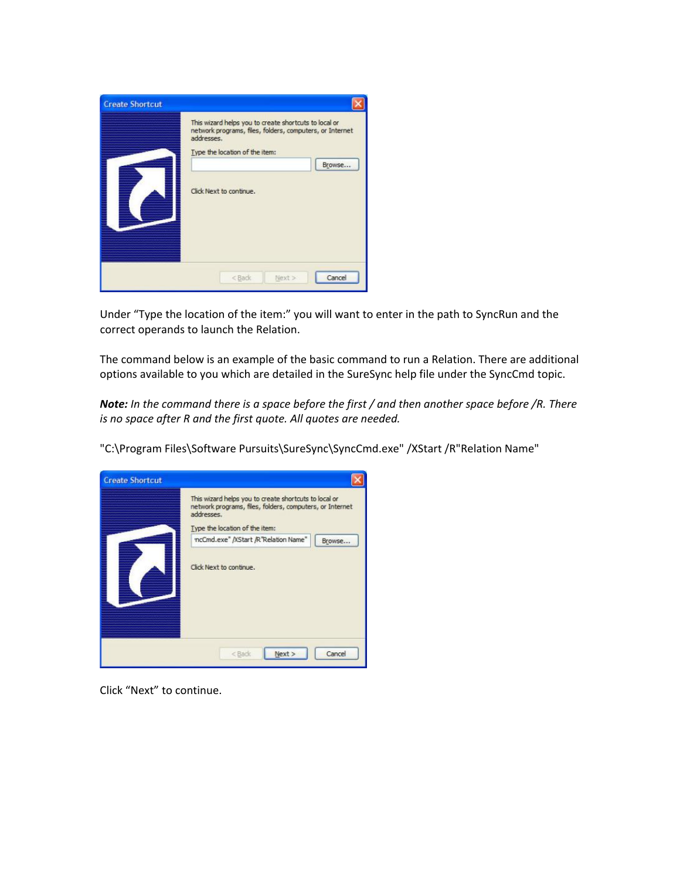Under "Type the location of the item:" you will want to enter in the path to SyncRun and the correct operands to launch the Relation.

The command below is an example of the basic command to run a Relation. There are additional options available to you which are detailed in the SureSync help file under the SyncCmd topic.

***Note:*** *In the command there is a space before the first / and then another space before /R. There is no space after R and the first quote. All quotes are needed.*

"C:\Program Files\Software Pursuits\SureSync\SyncCmd.exe" /XStart /R"Relation Name"

Click "Next" to continue.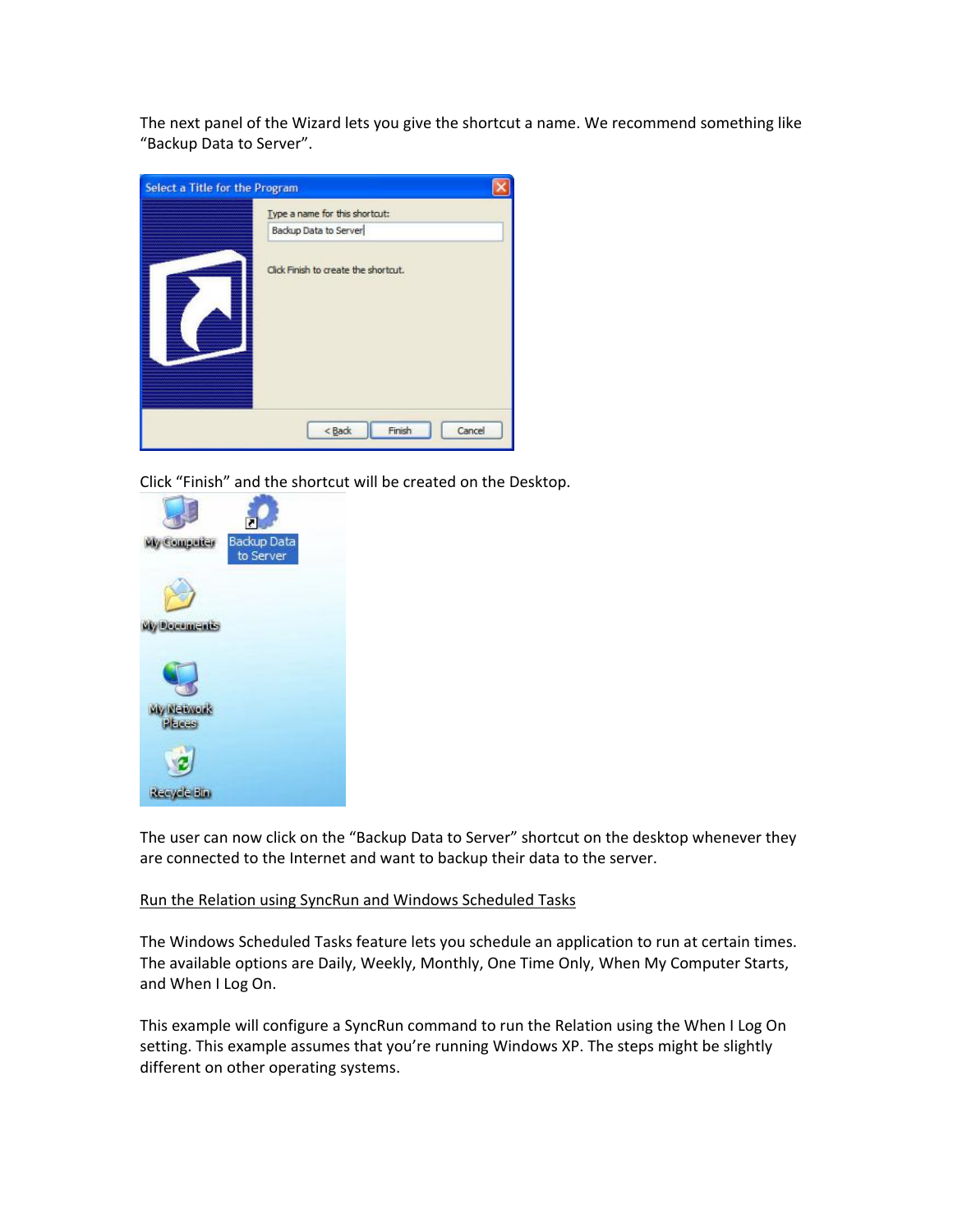The next panel of the Wizard lets you give the shortcut a name. We recommend something like "Backup Data to Server".

Click "Finish" and the shortcut will be created on the Desktop.

The user can now click on the "Backup Data to Server" shortcut on the desktop whenever they are connected to the Internet and want to backup their data to the server.

Run the Relation using SyncRun and Windows Scheduled Tasks

The Windows Scheduled Tasks feature lets you schedule an application to run at certain times. The available options are Daily, Weekly, Monthly, One Time Only, When My Computer Starts, and When I Log On.

This example will configure a SyncRun command to run the Relation using the When I Log On setting. This example assumes that you're running Windows XP. The steps might be slightly different on other operating systems.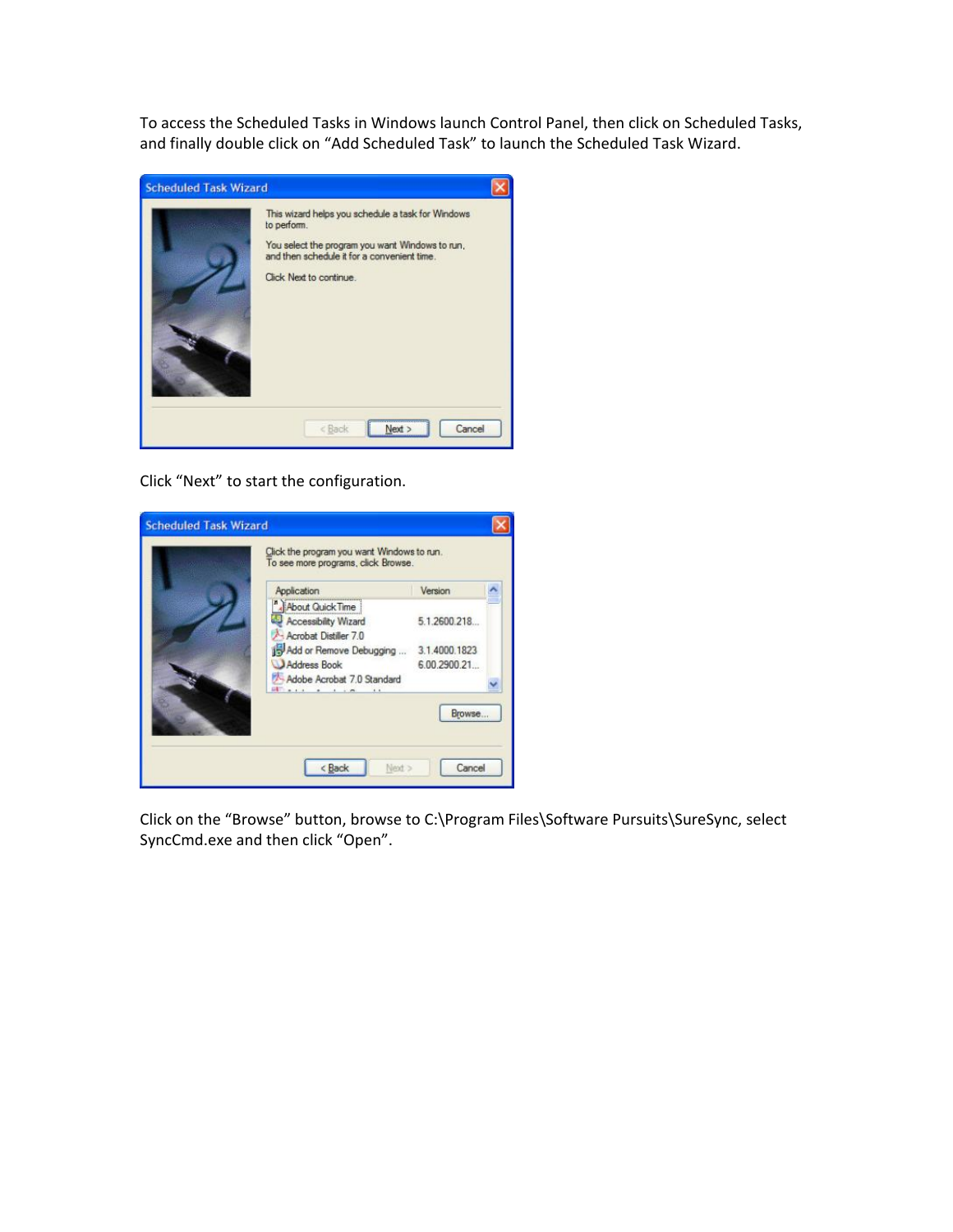To access the Scheduled Tasks in Windows launch Control Panel, then click on Scheduled Tasks, and finally double click on "Add Scheduled Task" to launch the Scheduled Task Wizard.

Click "Next" to start the configuration.

Click on the "Browse" button, browse to C:\Program Files\Software Pursuits\SureSync, select SyncCmd.exe and then click "Open".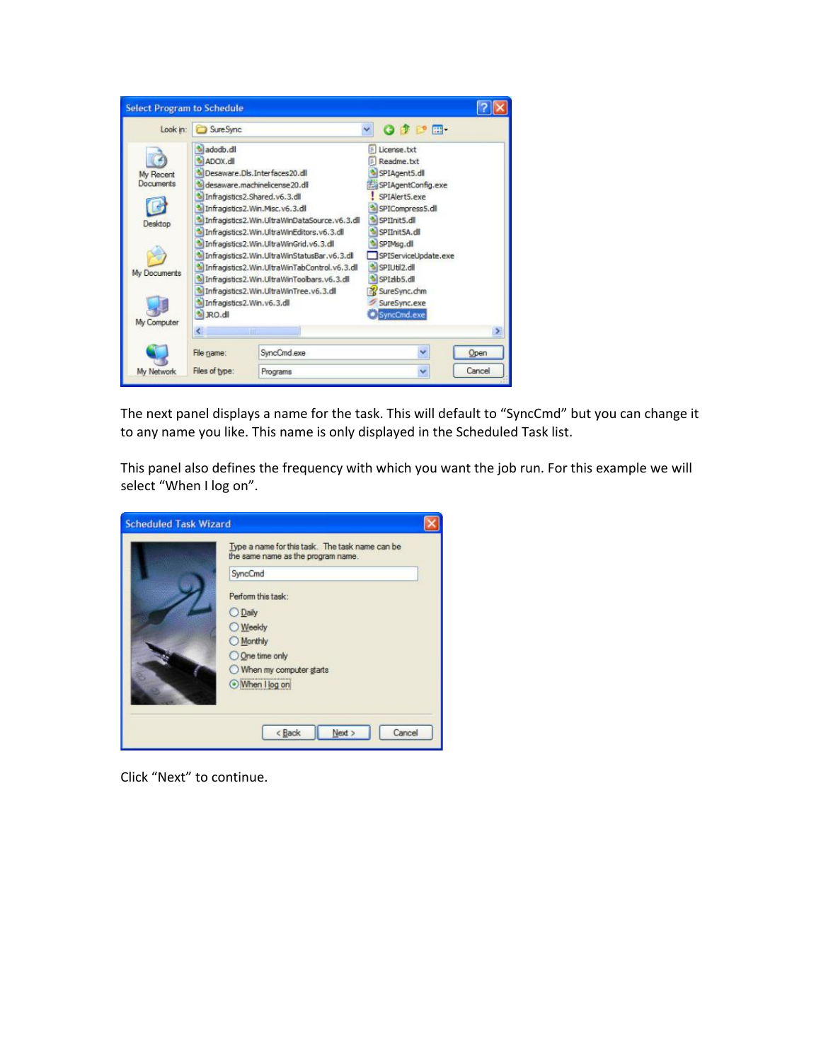The next panel displays a name for the task. This will default to “SyncCmd” but you can change it to any name you like. This name is only displayed in the Scheduled Task list.

This panel also defines the frequency with which you want the job run. For this example we will select “When I log on”.

Click “Next” to continue.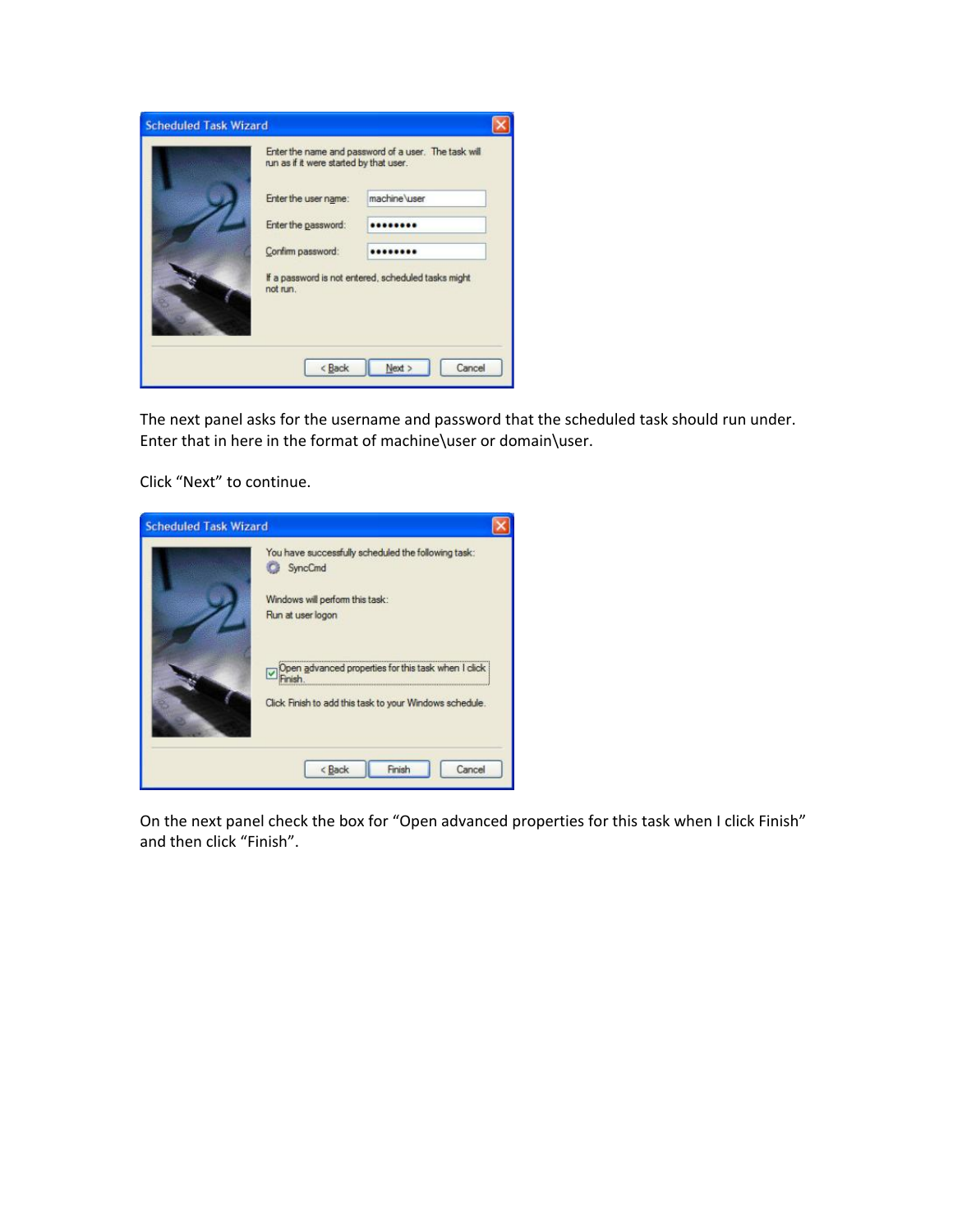The next panel asks for the username and password that the scheduled task should run under. Enter that in here in the format of machine\user or domain\user.

Click "Next" to continue.

On the next panel check the box for "Open advanced properties for this task when I click Finish" and then click "Finish".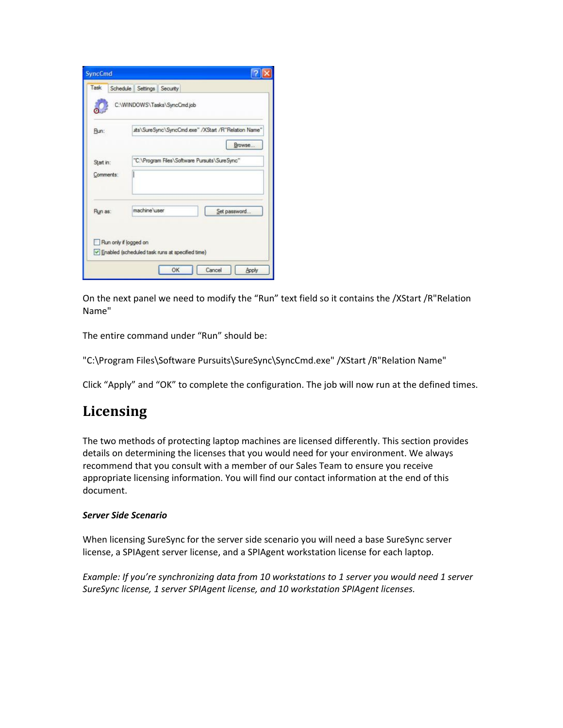On the next panel we need to modify the “Run” text field so it contains the /XStart /R"Relation Name"

The entire command under “Run” should be:

"C:\Program Files\Software Pursuits\SureSync\SyncCmd.exe" /XStart /R"Relation Name"

Click “Apply” and “OK” to complete the configuration. The job will now run at the defined times.

# Licensing

The two methods of protecting laptop machines are licensed differently. This section provides details on determining the licenses that you would need for your environment. We always recommend that you consult with a member of our Sales Team to ensure you receive appropriate licensing information. You will find our contact information at the end of this document.

***Server Side Scenario***

When licensing SureSync for the server side scenario you will need a base SureSync server license, a SPIAgent server license, and a SPIAgent workstation license for each laptop.

*Example: If you’re synchronizing data from 10 workstations to 1 server you would need 1 server SureSync license, 1 server SPIAgent license, and 10 workstation SPIAgent licenses.*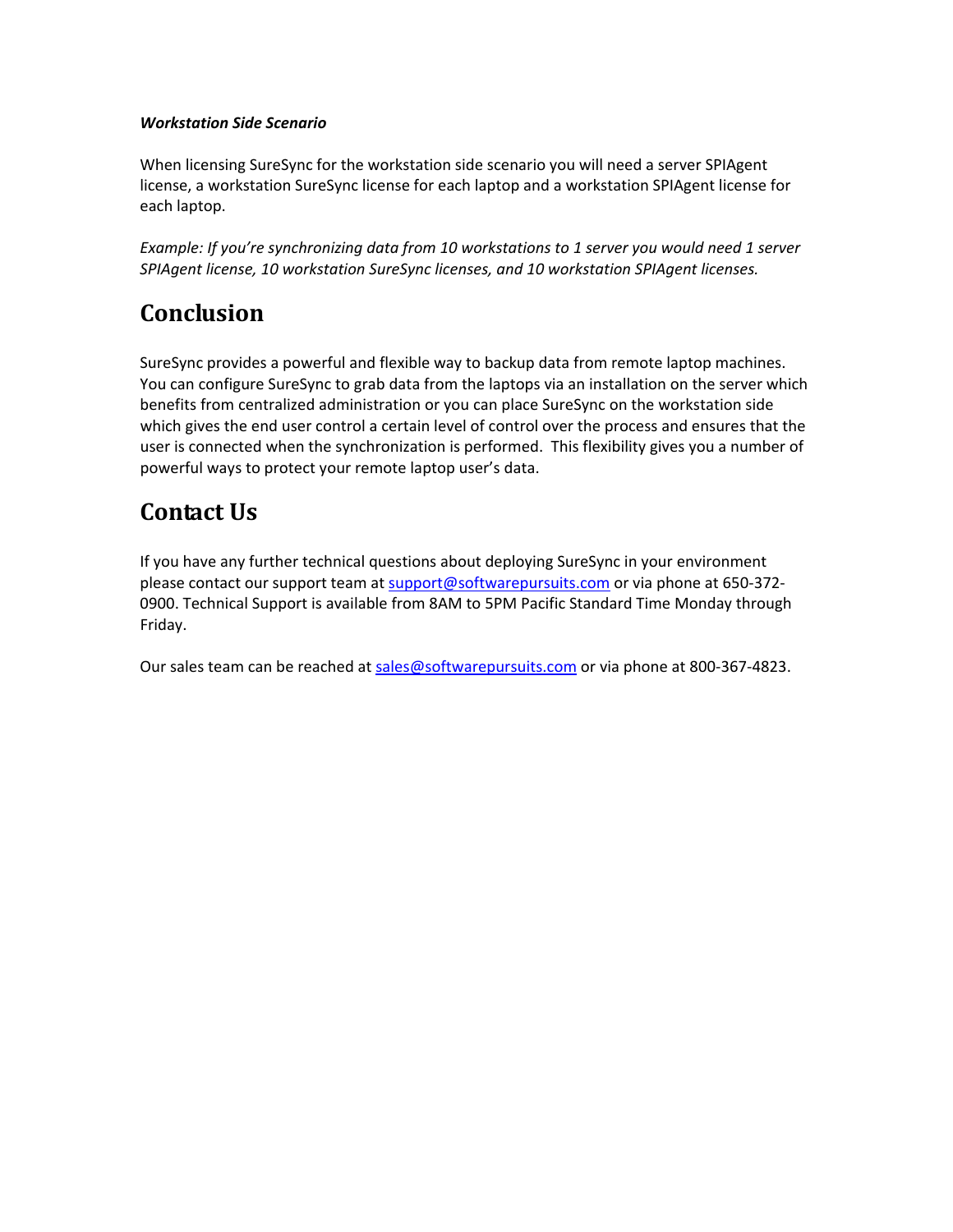***Workstation Side Scenario***

When licensing SureSync for the workstation side scenario you will need a server SPIAgent license, a workstation SureSync license for each laptop and a workstation SPIAgent license for each laptop.

*Example: If you're synchronizing data from 10 workstations to 1 server you would need 1 server SPIAgent license, 10 workstation SureSync licenses, and 10 workstation SPIAgent licenses.*

## Conclusion

SureSync provides a powerful and flexible way to backup data from remote laptop machines. You can configure SureSync to grab data from the laptops via an installation on the server which benefits from centralized administration or you can place SureSync on the workstation side which gives the end user control a certain level of control over the process and ensures that the user is connected when the synchronization is performed. This flexibility gives you a number of powerful ways to protect your remote laptop user's data.

## Contact Us

If you have any further technical questions about deploying SureSync in your environment please contact our support team at support@softwarepursuits.com or via phone at 650-372-0900. Technical Support is available from 8AM to 5PM Pacific Standard Time Monday through Friday.

Our sales team can be reached at sales@softwarepursuits.com or via phone at 800-367-4823.